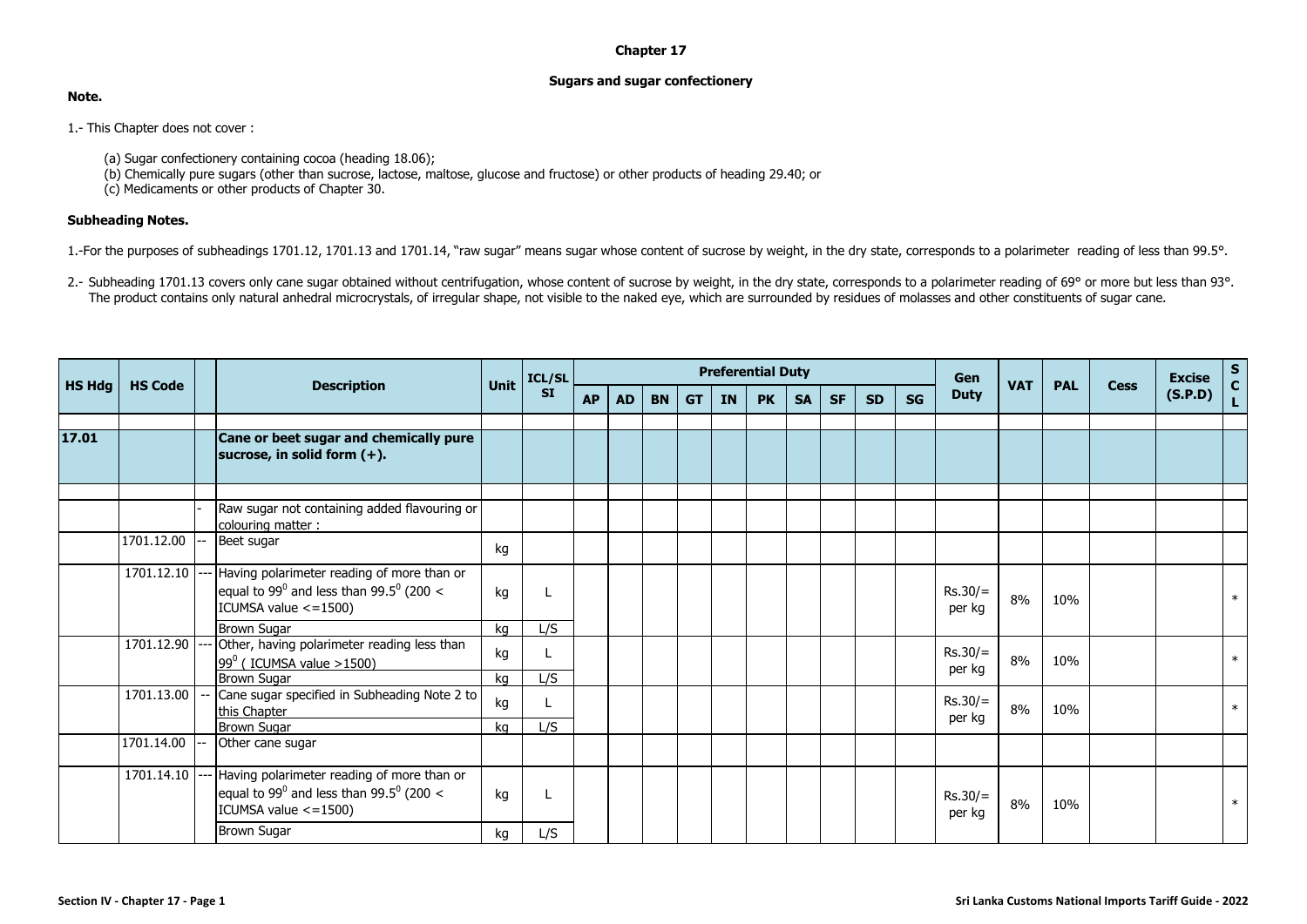# Chapter 17

## Sugars and sugar confectionery

**Note.**

1.- This Chapter does not cover :

(a) Sugar confectionery containing cocoa (heading 18.06);
(b) Chemically pure sugars (other than sucrose, lactose, maltose, glucose and fructose) or other products of heading 29.40; or
(c) Medicaments or other products of Chapter 30.

**Subheading Notes.**

1.-For the purposes of subheadings 1701.12, 1701.13 and 1701.14, "raw sugar" means sugar whose content of sucrose by weight, in the dry state, corresponds to a polarimeter reading of less than 99.5°.

2.- Subheading 1701.13 covers only cane sugar obtained without centrifugation, whose content of sucrose by weight, in the dry state, corresponds to a polarimeter reading of 69° or more but less than 93°. The product contains only natural anhedral microcrystals, of irregular shape, not visible to the naked eye, which are surrounded by residues of molasses and other constituents of sugar cane.

| HS Hdg | HS Code | | Description | Unit | ICL/SLSI | Preferential Duty | | | | | | | | | | Gen Duty | VAT | PAL | Cess | Excise (S.P.D) | SCL |
|---|---|---|---|---|---|---|---|---|---|---|---|---|---|---|---|---|---|---|---|---|---|
| | | | | | | AP | AD | BN | GT | IN | PK | SA | SF | SD | SG | | | | | | |
| **17.01** | | | **Cane or beet sugar and chemically pure sucrose, in solid form (+).** | | | | | | | | | | | | | | | | | | |
| | | - | Raw sugar not containing added flavouring or colouring matter : | | | | | | | | | | | | | | | | | | |
| | 1701.12.00 | -- | Beet sugar | kg | | | | | | | | | | | | | | | | | |
| | 1701.12.10 | --- | Having polarimeter reading of more than or equal to $99^0$ and less than $99.5^0$ (200 < ICUMSA value <=1500) | kg | L | | | | | | | | | | | Rs.30/= per kg | 8% | 10% | | | * |
| | | | Brown Sugar | kg | L/S | | | | | | | | | | | | | | | | |
| | 1701.12.90 | --- | Other, having polarimeter reading less than $99^0$ ( ICUMSA value >1500) | kg | L | | | | | | | | | | | Rs.30/= per kg | 8% | 10% | | | * |
| | | | Brown Sugar | kg | L/S | | | | | | | | | | | | | | | | |
| | 1701.13.00 | -- | Cane sugar specified in Subheading Note 2 to this Chapter | kg | L | | | | | | | | | | | Rs.30/= per kg | 8% | 10% | | | * |
| | | | Brown Sugar | kg | L/S | | | | | | | | | | | | | | | | |
| | 1701.14.00 | -- | Other cane sugar | | | | | | | | | | | | | | | | | | |
| | 1701.14.10 | --- | Having polarimeter reading of more than or equal to $99^0$ and less than $99.5^0$ (200 < ICUMSA value <=1500) | kg | L | | | | | | | | | | | Rs.30/= per kg | 8% | 10% | | | * |
| | | | Brown Sugar | kg | L/S | | | | | | | | | | | | | | | | |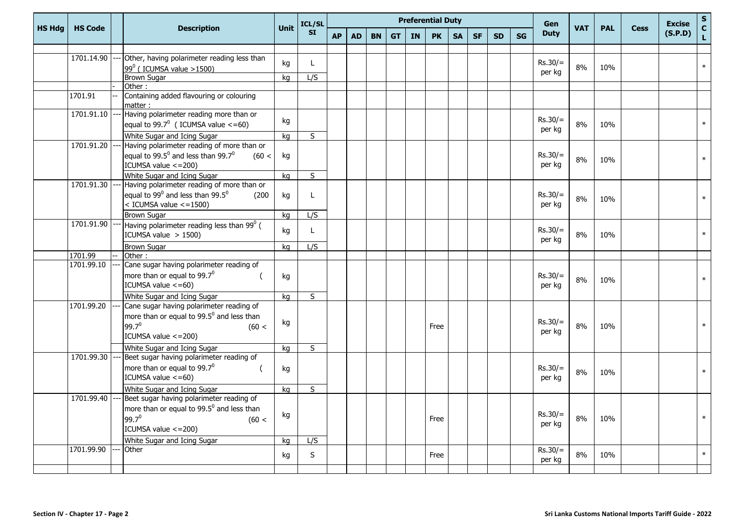| HS Hdg | HS Code | | Description | Unit | ICL/SLSI | Preferential Duty | | | | | | | | | | Gen Duty | VAT | PAL | Cess | Excise (S.P.D) | SCL |
|---|---|---|---|---|---|---|---|---|---|---|---|---|---|---|---|---|---|---|---|---|---|
| | | | | | | AP | AD | BN | GT | IN | PK | SA | SF | SD | SG | | | | | | |
| | 1701.14.90 | --- | Other, having polarimeter reading less than $99^0$ ( ICUMSA value >1500) | kg | L | | | | | | | | | | | Rs.30/= per kg | 8% | 10% | | | * |
| | | | Brown Sugar | kg | L/S | | | | | | | | | | | | | | | | |
| | | - | Other : | | | | | | | | | | | | | | | | | | |
| | 1701.91 | -- | Containing added flavouring or colouring matter : | | | | | | | | | | | | | | | | | | |
| | 1701.91.10 | --- | Having polarimeter reading more than or equal to $99.7^0$ ( ICUMSA value <=60) | kg | | | | | | | | | | | | Rs.30/= per kg | 8% | 10% | | | * |
| | | | White Sugar and Icing Sugar | kg | S | | | | | | | | | | | | | | | | |
| | 1701.91.20 | --- | Having polarimeter reading of more than or equal to $99.5^0$ and less than $99.7^0$ (60 < ICUMSA value <=200) | kg | | | | | | | | | | | | Rs.30/= per kg | 8% | 10% | | | * |
| | | | White Sugar and Icing Sugar | kg | S | | | | | | | | | | | | | | | | |
| | 1701.91.30 | --- | Having polarimeter reading of more than or equal to $99^0$ and less than $99.5^0$ (200 < ICUMSA value <=1500) | kg | L | | | | | | | | | | | Rs.30/= per kg | 8% | 10% | | | * |
| | | | Brown Sugar | kg | L/S | | | | | | | | | | | | | | | | |
| | 1701.91.90 | --- | Having polarimeter reading less than $99^0$ ( ICUMSA value > 1500) | kg | L | | | | | | | | | | | Rs.30/= per kg | 8% | 10% | | | * |
| | | | Brown Sugar | kg | L/S | | | | | | | | | | | | | | | | |
| | 1701.99 | -- | Other : | | | | | | | | | | | | | | | | | | |
| | 1701.99.10 | --- | Cane sugar having polarimeter reading of more than or equal to $99.7^0$ ( ICUMSA value <=60) | kg | | | | | | | | | | | | Rs.30/= per kg | 8% | 10% | | | * |
| | | | White Sugar and Icing Sugar | kg | S | | | | | | | | | | | | | | | | |
| | 1701.99.20 | --- | Cane sugar having polarimeter reading of more than or equal to $99.5^0$ and less than $99.7^0$ (60 < ICUMSA value <=200) | kg | | | | | | | Free | | | | | Rs.30/= per kg | 8% | 10% | | | * |
| | | | White Sugar and Icing Sugar | kg | S | | | | | | | | | | | | | | | | |
| | 1701.99.30 | --- | Beet sugar having polarimeter reading of more than or equal to $99.7^0$ ( ICUMSA value <=60) | kg | | | | | | | | | | | | Rs.30/= per kg | 8% | 10% | | | * |
| | | | White Sugar and Icing Sugar | kg | S | | | | | | | | | | | | | | | | |
| | 1701.99.40 | --- | Beet sugar having polarimeter reading of more than or equal to $99.5^0$ and less than $99.7^0$ (60 < ICUMSA value <=200) | kg | | | | | | | Free | | | | | Rs.30/= per kg | 8% | 10% | | | * |
| | | | White Sugar and Icing Sugar | kg | L/S | | | | | | | | | | | | | | | | |
| | 1701.99.90 | --- | Other | kg | S | | | | | | Free | | | | | Rs.30/= per kg | 8% | 10% | | | * |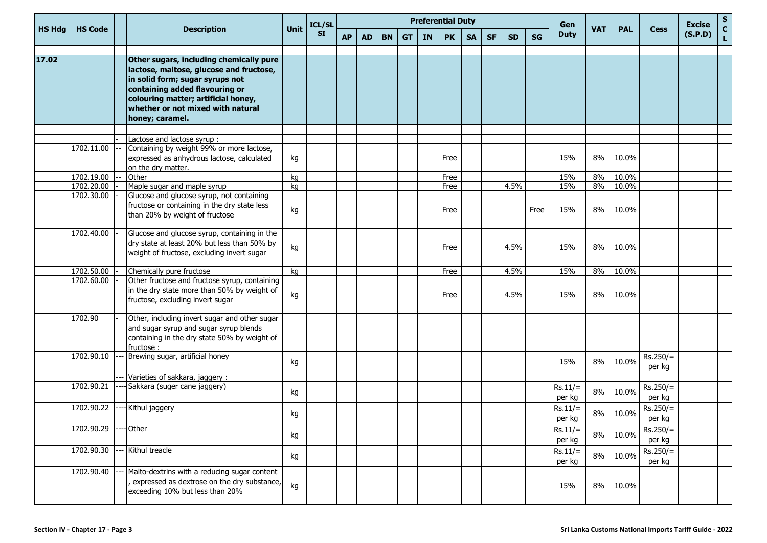| HS Hdg | HS Code | | Description | Unit | ICL/SLSI | Preferential Duty | | | | | | | | | | | Gen Duty | VAT | PAL | Cess | Excise (S.P.D) | SCL |
|---|---|---|---|---|---|---|---|---|---|---|---|---|---|---|---|---|---|---|---|---|---|---|
| | | | | | | AP | AD | BN | GT | IN | PK | SA | SF | SD | SG | | | | | | | |
| **17.02** | | | **Other sugars, including chemically pure lactose, maltose, glucose and fructose, in solid form; sugar syrups not containing added flavouring or colouring matter; artificial honey, whether or not mixed with natural honey; caramel.** | | | | | | | | | | | | | | | | | | | |
| | | - | Lactose and lactose syrup : | | | | | | | | | | | | | | | | | | | |
| | 1702.11.00 | -- | Containing by weight 99% or more lactose, expressed as anhydrous lactose, calculated on the dry matter. | kg | | | | | | | Free | | | | | | 15% | 8% | 10.0% | | | |
| | 1702.19.00 | -- | Other | kg | | | | | | | Free | | | | | | 15% | 8% | 10.0% | | | |
| | 1702.20.00 | - | Maple sugar and maple syrup | kg | | | | | | | Free | | | 4.5% | | | 15% | 8% | 10.0% | | | |
| | 1702.30.00 | - | Glucose and glucose syrup, not containing fructose or containing in the dry state less than 20% by weight of fructose | kg | | | | | | | Free | | | | Free | | 15% | 8% | 10.0% | | | |
| | 1702.40.00 | - | Glucose and glucose syrup, containing in the dry state at least 20% but less than 50% by weight of fructose, excluding invert sugar | kg | | | | | | | Free | | | 4.5% | | | 15% | 8% | 10.0% | | | |
| | 1702.50.00 | - | Chemically pure fructose | kg | | | | | | | Free | | | 4.5% | | | 15% | 8% | 10.0% | | | |
| | 1702.60.00 | - | Other fructose and fructose syrup, containing in the dry state more than 50% by weight of fructose, excluding invert sugar | kg | | | | | | | Free | | | 4.5% | | | 15% | 8% | 10.0% | | | |
| | 1702.90 | - | Other, including invert sugar and other sugar and sugar syrup and sugar syrup blends containing in the dry state 50% by weight of fructose : | | | | | | | | | | | | | | | | | | | |
| | 1702.90.10 | --- | Brewing sugar, artificial honey | kg | | | | | | | | | | | | | 15% | 8% | 10.0% | Rs.250/= per kg | | |
| | | --- | Varieties of sakkara, jaggery : | | | | | | | | | | | | | | | | | | | |
| | 1702.90.21 | ---- | Sakkara (suger cane jaggery) | kg | | | | | | | | | | | | | Rs.11/= per kg | 8% | 10.0% | Rs.250/= per kg | | |
| | 1702.90.22 | ---- | Kithul jaggery | kg | | | | | | | | | | | | | Rs.11/= per kg | 8% | 10.0% | Rs.250/= per kg | | |
| | 1702.90.29 | ---- | Other | kg | | | | | | | | | | | | | Rs.11/= per kg | 8% | 10.0% | Rs.250/= per kg | | |
| | 1702.90.30 | --- | Kithul treacle | kg | | | | | | | | | | | | | Rs.11/= per kg | 8% | 10.0% | Rs.250/= per kg | | |
| | 1702.90.40 | --- | Malto-dextrins with a reducing sugar content , expressed as dextrose on the dry substance, exceeding 10% but less than 20% | kg | | | | | | | | | | | | | 15% | 8% | 10.0% | | | |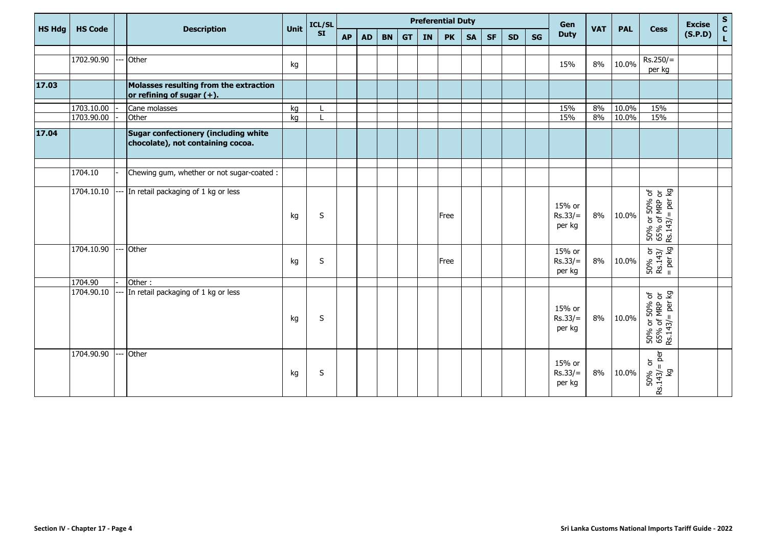| HS Hdg | HS Code | | Description | Unit | ICL/SL SI | Preferential Duty | | | | | | | | | | Gen Duty | VAT | PAL | Cess | Excise (S.P.D) | SCL |
|---|---|---|---|---|---|---|---|---|---|---|---|---|---|---|---|---|---|---|---|---|---|
| | | | | | | AP | AD | BN | GT | IN | PK | SA | SF | SD | SG | | | | | | |
| | 1702.90.90 | --- | Other | kg | | | | | | | | | | | | 15% | 8% | 10.0% | Rs.250/= per kg | | |
| **17.03** | | | **Molasses resulting from the extraction or refining of sugar (+).** | | | | | | | | | | | | | | | | | | |
| | 1703.10.00 | - | Cane molasses | kg | L | | | | | | | | | | | 15% | 8% | 10.0% | 15% | | |
| | 1703.90.00 | - | Other | kg | L | | | | | | | | | | | 15% | 8% | 10.0% | 15% | | |
| **17.04** | | | **Sugar confectionery (including white chocolate), not containing cocoa.** | | | | | | | | | | | | | | | | | | |
| | 1704.10 | - | Chewing gum, whether or not sugar-coated : | | | | | | | | | | | | | | | | | | |
| | 1704.10.10 | --- | In retail packaging of 1 kg or less | kg | S | | | | | | Free | | | | | 15% or Rs.33/= per kg | 8% | 10.0% | 50% or 50% of 65% of MRP or Rs.143/= per kg | | |
| | 1704.10.90 | --- | Other | kg | S | | | | | | Free | | | | | 15% or Rs.33/= per kg | 8% | 10.0% | 50% or Rs.143/ = per kg | | |
| | 1704.90 | - | Other : | | | | | | | | | | | | | | | | | | |
| | 1704.90.10 | --- | In retail packaging of 1 kg or less | kg | S | | | | | | | | | | | 15% or Rs.33/= per kg | 8% | 10.0% | 50% or 50% of 65% of MRP or Rs.143/= per kg | | |
| | 1704.90.90 | --- | Other | kg | S | | | | | | | | | | | 15% or Rs.33/= per kg | 8% | 10.0% | 50% or Rs.143/= per kg | | |